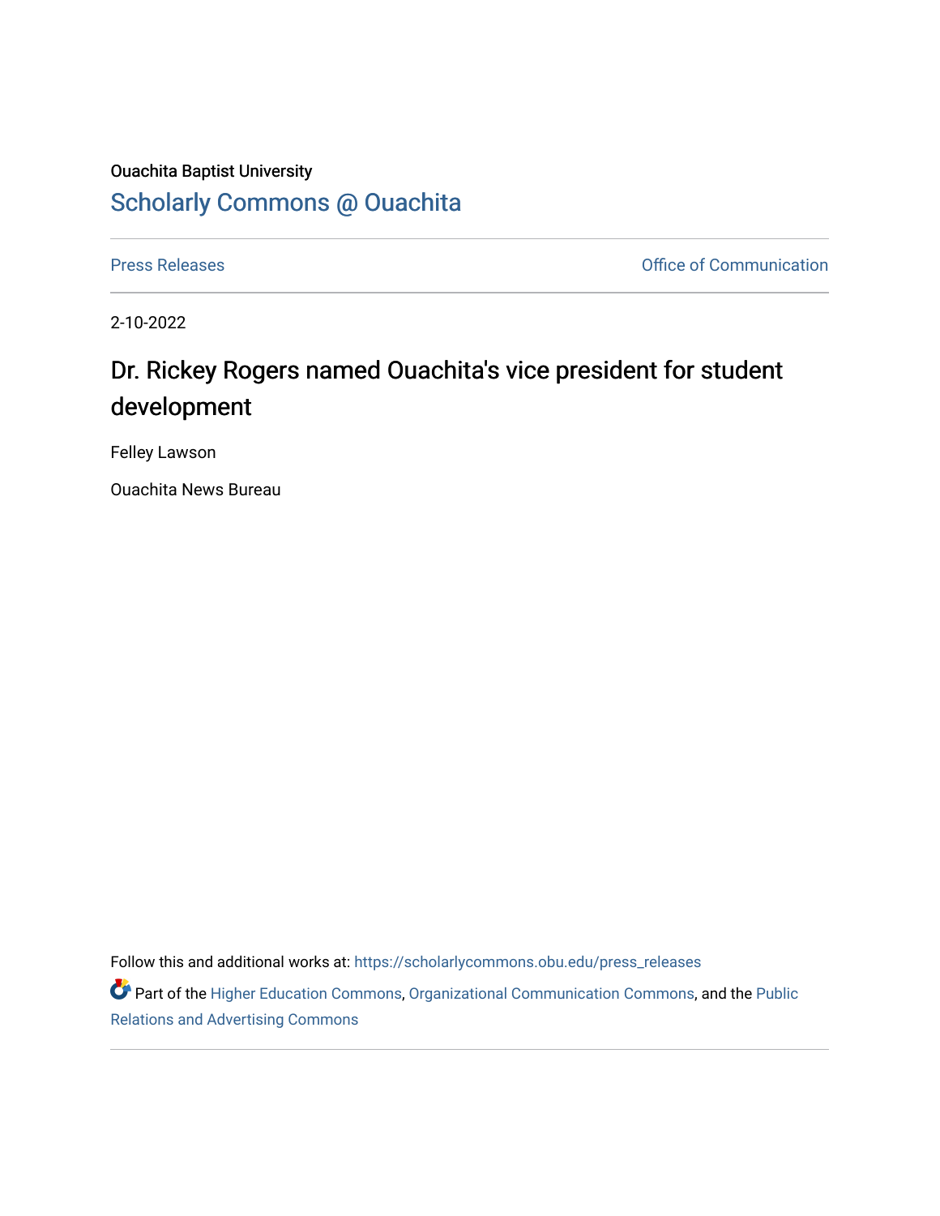Ouachita Baptist University

## Scholarly Commons @ Ouachita

Press Releases | Office of Communication

2-10-2022

# Dr. Rickey Rogers named Ouachita's vice president for student development

Felley Lawson

Ouachita News Bureau

Follow this and additional works at: https://scholarlycommons.obu.edu/press_releases

Part of the Higher Education Commons, Organizational Communication Commons, and the Public Relations and Advertising Commons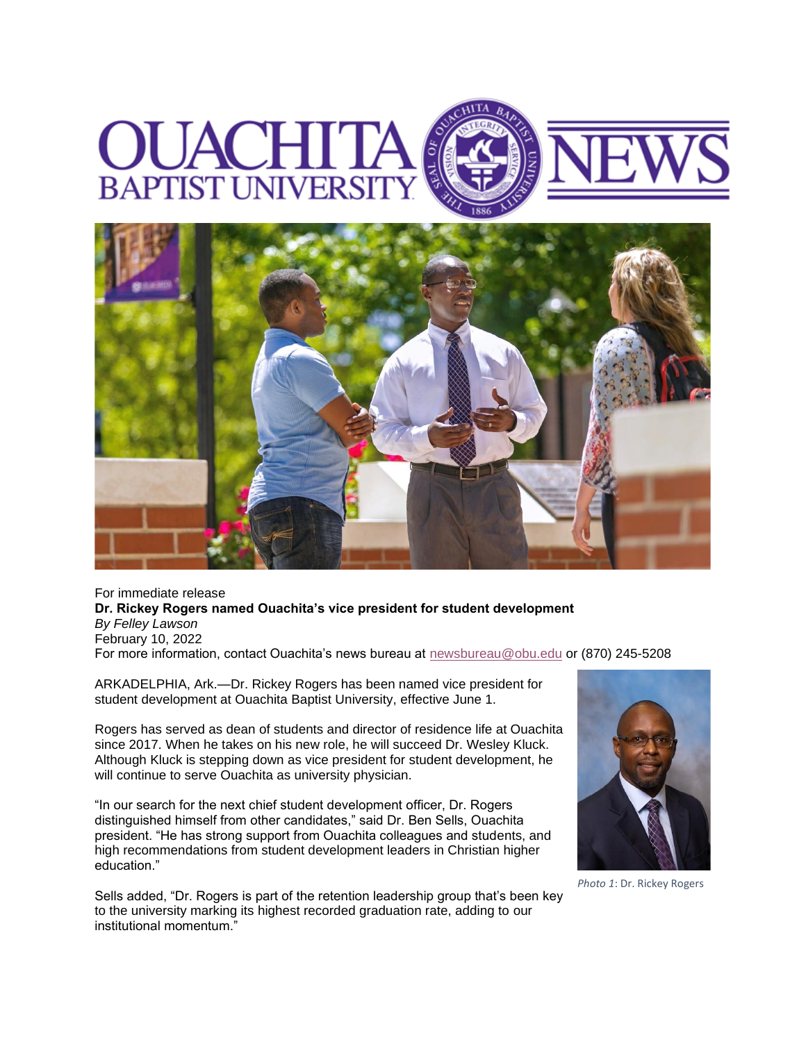For immediate release

**Dr. Rickey Rogers named Ouachita's vice president for student development**

*By Felley Lawson*

February 10, 2022

For more information, contact Ouachita's news bureau at newsbureau@obu.edu or (870) 245-5208

ARKADELPHIA, Ark.—Dr. Rickey Rogers has been named vice president for student development at Ouachita Baptist University, effective June 1.

Rogers has served as dean of students and director of residence life at Ouachita since 2017. When he takes on his new role, he will succeed Dr. Wesley Kluck. Although Kluck is stepping down as vice president for student development, he will continue to serve Ouachita as university physician.

"In our search for the next chief student development officer, Dr. Rogers distinguished himself from other candidates," said Dr. Ben Sells, Ouachita president. "He has strong support from Ouachita colleagues and students, and high recommendations from student development leaders in Christian higher education."

*Photo 1*: Dr. Rickey Rogers

Sells added, "Dr. Rogers is part of the retention leadership group that's been key to the university marking its highest recorded graduation rate, adding to our institutional momentum."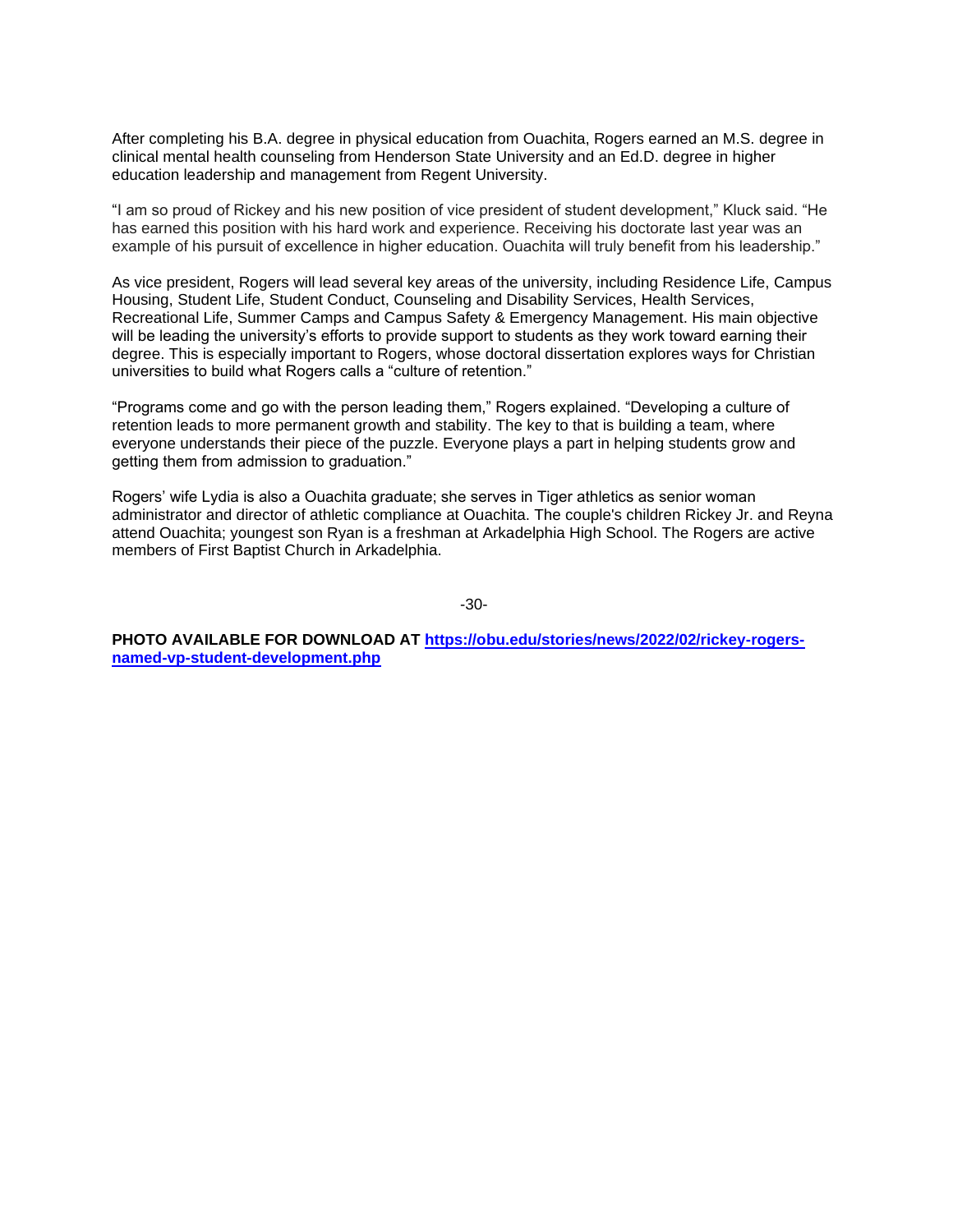After completing his B.A. degree in physical education from Ouachita, Rogers earned an M.S. degree in clinical mental health counseling from Henderson State University and an Ed.D. degree in higher education leadership and management from Regent University.

"I am so proud of Rickey and his new position of vice president of student development," Kluck said. "He has earned this position with his hard work and experience. Receiving his doctorate last year was an example of his pursuit of excellence in higher education. Ouachita will truly benefit from his leadership."

As vice president, Rogers will lead several key areas of the university, including Residence Life, Campus Housing, Student Life, Student Conduct, Counseling and Disability Services, Health Services, Recreational Life, Summer Camps and Campus Safety & Emergency Management. His main objective will be leading the university's efforts to provide support to students as they work toward earning their degree. This is especially important to Rogers, whose doctoral dissertation explores ways for Christian universities to build what Rogers calls a "culture of retention."

"Programs come and go with the person leading them," Rogers explained. "Developing a culture of retention leads to more permanent growth and stability. The key to that is building a team, where everyone understands their piece of the puzzle. Everyone plays a part in helping students grow and getting them from admission to graduation."

Rogers' wife Lydia is also a Ouachita graduate; she serves in Tiger athletics as senior woman administrator and director of athletic compliance at Ouachita. The couple's children Rickey Jr. and Reyna attend Ouachita; youngest son Ryan is a freshman at Arkadelphia High School. The Rogers are active members of First Baptist Church in Arkadelphia.

-30-

**PHOTO AVAILABLE FOR DOWNLOAD AT [https://obu.edu/stories/news/2022/02/rickey-rogers-named-vp-student-development.php](https://obu.edu/stories/news/2022/02/rickey-rogers-named-vp-student-development.php)**